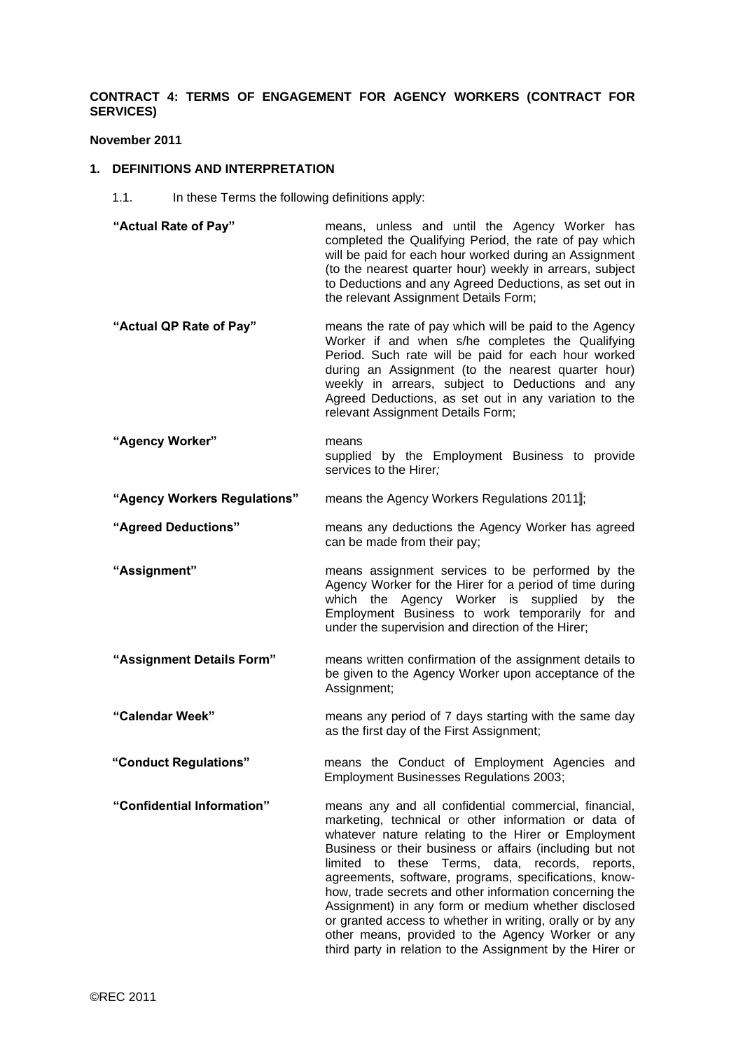**CONTRACT 4: TERMS OF ENGAGEMENT FOR AGENCY WORKERS (CONTRACT FOR SERVICES)**

**November 2011**

## 1. DEFINITIONS AND INTERPRETATION

1.1. In these Terms the following definitions apply:

**"Actual Rate of Pay"** means, unless and until the Agency Worker has completed the Qualifying Period, the rate of pay which will be paid for each hour worked during an Assignment (to the nearest quarter hour) weekly in arrears, subject to Deductions and any Agreed Deductions, as set out in the relevant Assignment Details Form;

**"Actual QP Rate of Pay"** means the rate of pay which will be paid to the Agency Worker if and when s/he completes the Qualifying Period. Such rate will be paid for each hour worked during an Assignment (to the nearest quarter hour) weekly in arrears, subject to Deductions and any Agreed Deductions, as set out in any variation to the relevant Assignment Details Form;

**"Agency Worker"** means supplied by the Employment Business to provide services to the Hirer*;*

**"Agency Workers Regulations"** means the Agency Workers Regulations 2011];

**"Agreed Deductions"** means any deductions the Agency Worker has agreed can be made from their pay;

**"Assignment"** means assignment services to be performed by the Agency Worker for the Hirer for a period of time during which the Agency Worker is supplied by the Employment Business to work temporarily for and under the supervision and direction of the Hirer;

**"Assignment Details Form"** means written confirmation of the assignment details to be given to the Agency Worker upon acceptance of the Assignment;

**"Calendar Week"** means any period of 7 days starting with the same day as the first day of the First Assignment;

**"Conduct Regulations"** means the Conduct of Employment Agencies and Employment Businesses Regulations 2003;

**"Confidential Information"** means any and all confidential commercial, financial, marketing, technical or other information or data of whatever nature relating to the Hirer or Employment Business or their business or affairs (including but not limited to these Terms, data, records, reports, agreements, software, programs, specifications, know-how, trade secrets and other information concerning the Assignment) in any form or medium whether disclosed or granted access to whether in writing, orally or by any other means, provided to the Agency Worker or any third party in relation to the Assignment by the Hirer or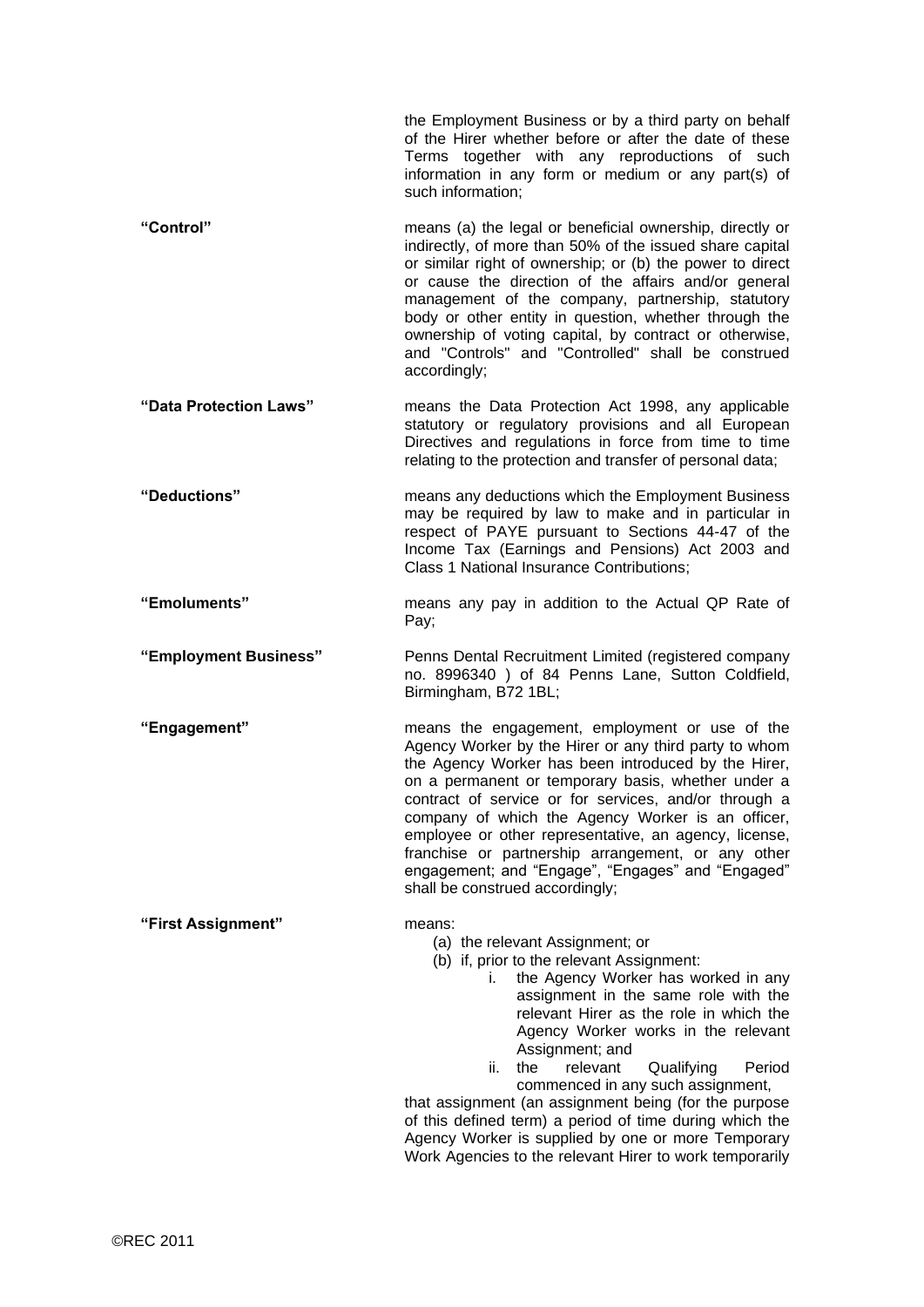the Employment Business or by a third party on behalf of the Hirer whether before or after the date of these Terms together with any reproductions of such information in any form or medium or any part(s) of such information;

**"Control"** means (a) the legal or beneficial ownership, directly or indirectly, of more than 50% of the issued share capital or similar right of ownership; or (b) the power to direct or cause the direction of the affairs and/or general management of the company, partnership, statutory body or other entity in question, whether through the ownership of voting capital, by contract or otherwise, and "Controls" and "Controlled" shall be construed accordingly;

**"Data Protection Laws"** means the Data Protection Act 1998, any applicable statutory or regulatory provisions and all European Directives and regulations in force from time to time relating to the protection and transfer of personal data;

**"Deductions"** means any deductions which the Employment Business may be required by law to make and in particular in respect of PAYE pursuant to Sections 44-47 of the Income Tax (Earnings and Pensions) Act 2003 and Class 1 National Insurance Contributions;

**"Emoluments"** means any pay in addition to the Actual QP Rate of Pay;

**"Employment Business"** Penns Dental Recruitment Limited (registered company no. 8996340 ) of 84 Penns Lane, Sutton Coldfield, Birmingham, B72 1BL;

**"Engagement"** means the engagement, employment or use of the Agency Worker by the Hirer or any third party to whom the Agency Worker has been introduced by the Hirer, on a permanent or temporary basis, whether under a contract of service or for services, and/or through a company of which the Agency Worker is an officer, employee or other representative, an agency, license, franchise or partnership arrangement, or any other engagement; and "Engage", "Engages" and "Engaged" shall be construed accordingly;

**"First Assignment"** means:

(a) the relevant Assignment; or

(b) if, prior to the relevant Assignment:

   i. the Agency Worker has worked in any assignment in the same role with the relevant Hirer as the role in which the Agency Worker works in the relevant Assignment; and

   ii. the relevant Qualifying Period commenced in any such assignment,

that assignment (an assignment being (for the purpose of this defined term) a period of time during which the Agency Worker is supplied by one or more Temporary Work Agencies to the relevant Hirer to work temporarily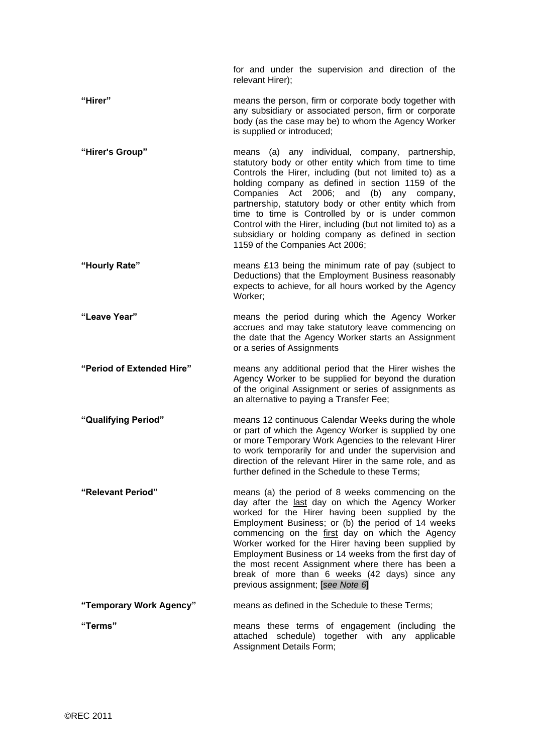for and under the supervision and direction of the relevant Hirer);

**"Hirer"** means the person, firm or corporate body together with any subsidiary or associated person, firm or corporate body (as the case may be) to whom the Agency Worker is supplied or introduced;

**"Hirer's Group"** means (a) any individual, company, partnership, statutory body or other entity which from time to time Controls the Hirer, including (but not limited to) as a holding company as defined in section 1159 of the Companies Act 2006; and (b) any company, partnership, statutory body or other entity which from time to time is Controlled by or is under common Control with the Hirer, including (but not limited to) as a subsidiary or holding company as defined in section 1159 of the Companies Act 2006;

**"Hourly Rate"** means £13 being the minimum rate of pay (subject to Deductions) that the Employment Business reasonably expects to achieve, for all hours worked by the Agency Worker;

**"Leave Year"** means the period during which the Agency Worker accrues and may take statutory leave commencing on the date that the Agency Worker starts an Assignment or a series of Assignments

**"Period of Extended Hire"** means any additional period that the Hirer wishes the Agency Worker to be supplied for beyond the duration of the original Assignment or series of assignments as an alternative to paying a Transfer Fee;

**"Qualifying Period"** means 12 continuous Calendar Weeks during the whole or part of which the Agency Worker is supplied by one or more Temporary Work Agencies to the relevant Hirer to work temporarily for and under the supervision and direction of the relevant Hirer in the same role, and as further defined in the Schedule to these Terms;

**"Relevant Period"** means (a) the period of 8 weeks commencing on the day after the <u>last</u> day on which the Agency Worker worked for the Hirer having been supplied by the Employment Business; or (b) the period of 14 weeks commencing on the <u>first</u> day on which the Agency Worker worked for the Hirer having been supplied by Employment Business or 14 weeks from the first day of the most recent Assignment where there has been a break of more than 6 weeks (42 days) since any previous assignment; [*see Note 6*]

**"Temporary Work Agency"** means as defined in the Schedule to these Terms;

**"Terms"** means these terms of engagement (including the attached schedule) together with any applicable Assignment Details Form;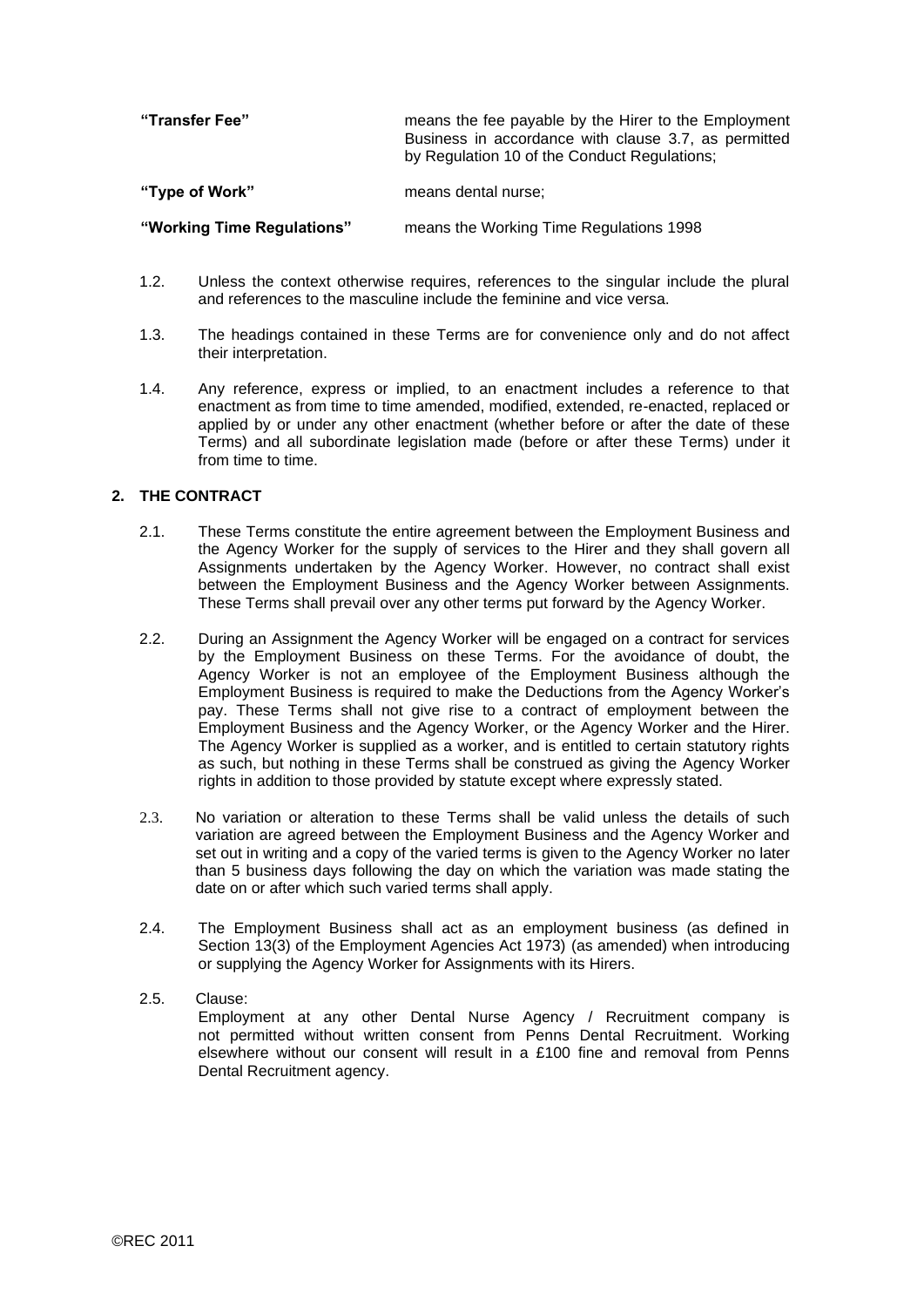| | |
|---|---|
| **"Transfer Fee"** | means the fee payable by the Hirer to the Employment Business in accordance with clause 3.7, as permitted by Regulation 10 of the Conduct Regulations; |
| **"Type of Work"** | means dental nurse; |
| **"Working Time Regulations"** | means the Working Time Regulations 1998 |

1.2. Unless the context otherwise requires, references to the singular include the plural and references to the masculine include the feminine and vice versa.

1.3. The headings contained in these Terms are for convenience only and do not affect their interpretation.

1.4. Any reference, express or implied, to an enactment includes a reference to that enactment as from time to time amended, modified, extended, re-enacted, replaced or applied by or under any other enactment (whether before or after the date of these Terms) and all subordinate legislation made (before or after these Terms) under it from time to time.

## 2. THE CONTRACT

2.1. These Terms constitute the entire agreement between the Employment Business and the Agency Worker for the supply of services to the Hirer and they shall govern all Assignments undertaken by the Agency Worker. However, no contract shall exist between the Employment Business and the Agency Worker between Assignments. These Terms shall prevail over any other terms put forward by the Agency Worker.

2.2. During an Assignment the Agency Worker will be engaged on a contract for services by the Employment Business on these Terms. For the avoidance of doubt, the Agency Worker is not an employee of the Employment Business although the Employment Business is required to make the Deductions from the Agency Worker's pay. These Terms shall not give rise to a contract of employment between the Employment Business and the Agency Worker, or the Agency Worker and the Hirer. The Agency Worker is supplied as a worker, and is entitled to certain statutory rights as such, but nothing in these Terms shall be construed as giving the Agency Worker rights in addition to those provided by statute except where expressly stated.

2.3. No variation or alteration to these Terms shall be valid unless the details of such variation are agreed between the Employment Business and the Agency Worker and set out in writing and a copy of the varied terms is given to the Agency Worker no later than 5 business days following the day on which the variation was made stating the date on or after which such varied terms shall apply.

2.4. The Employment Business shall act as an employment business (as defined in Section 13(3) of the Employment Agencies Act 1973) (as amended) when introducing or supplying the Agency Worker for Assignments with its Hirers.

2.5. Clause:
Employment at any other Dental Nurse Agency / Recruitment company is not permitted without written consent from Penns Dental Recruitment. Working elsewhere without our consent will result in a £100 fine and removal from Penns Dental Recruitment agency.

©REC 2011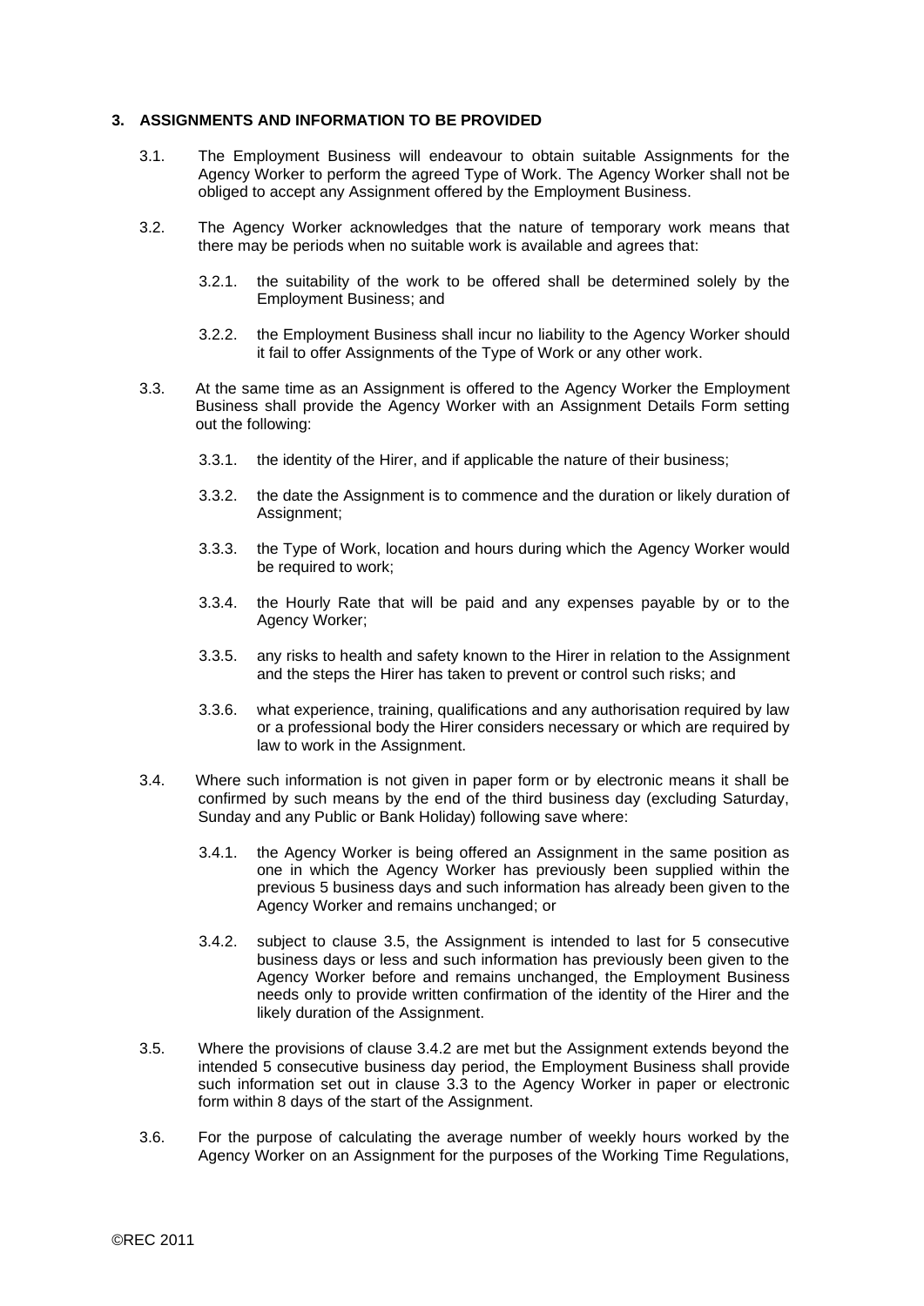## 3. ASSIGNMENTS AND INFORMATION TO BE PROVIDED

3.1. The Employment Business will endeavour to obtain suitable Assignments for the Agency Worker to perform the agreed Type of Work. The Agency Worker shall not be obliged to accept any Assignment offered by the Employment Business.

3.2. The Agency Worker acknowledges that the nature of temporary work means that there may be periods when no suitable work is available and agrees that:

3.2.1. the suitability of the work to be offered shall be determined solely by the Employment Business; and

3.2.2. the Employment Business shall incur no liability to the Agency Worker should it fail to offer Assignments of the Type of Work or any other work.

3.3. At the same time as an Assignment is offered to the Agency Worker the Employment Business shall provide the Agency Worker with an Assignment Details Form setting out the following:

3.3.1. the identity of the Hirer, and if applicable the nature of their business;

3.3.2. the date the Assignment is to commence and the duration or likely duration of Assignment;

3.3.3. the Type of Work, location and hours during which the Agency Worker would be required to work;

3.3.4. the Hourly Rate that will be paid and any expenses payable by or to the Agency Worker;

3.3.5. any risks to health and safety known to the Hirer in relation to the Assignment and the steps the Hirer has taken to prevent or control such risks; and

3.3.6. what experience, training, qualifications and any authorisation required by law or a professional body the Hirer considers necessary or which are required by law to work in the Assignment.

3.4. Where such information is not given in paper form or by electronic means it shall be confirmed by such means by the end of the third business day (excluding Saturday, Sunday and any Public or Bank Holiday) following save where:

3.4.1. the Agency Worker is being offered an Assignment in the same position as one in which the Agency Worker has previously been supplied within the previous 5 business days and such information has already been given to the Agency Worker and remains unchanged; or

3.4.2. subject to clause 3.5, the Assignment is intended to last for 5 consecutive business days or less and such information has previously been given to the Agency Worker before and remains unchanged, the Employment Business needs only to provide written confirmation of the identity of the Hirer and the likely duration of the Assignment.

3.5. Where the provisions of clause 3.4.2 are met but the Assignment extends beyond the intended 5 consecutive business day period, the Employment Business shall provide such information set out in clause 3.3 to the Agency Worker in paper or electronic form within 8 days of the start of the Assignment.

3.6. For the purpose of calculating the average number of weekly hours worked by the Agency Worker on an Assignment for the purposes of the Working Time Regulations,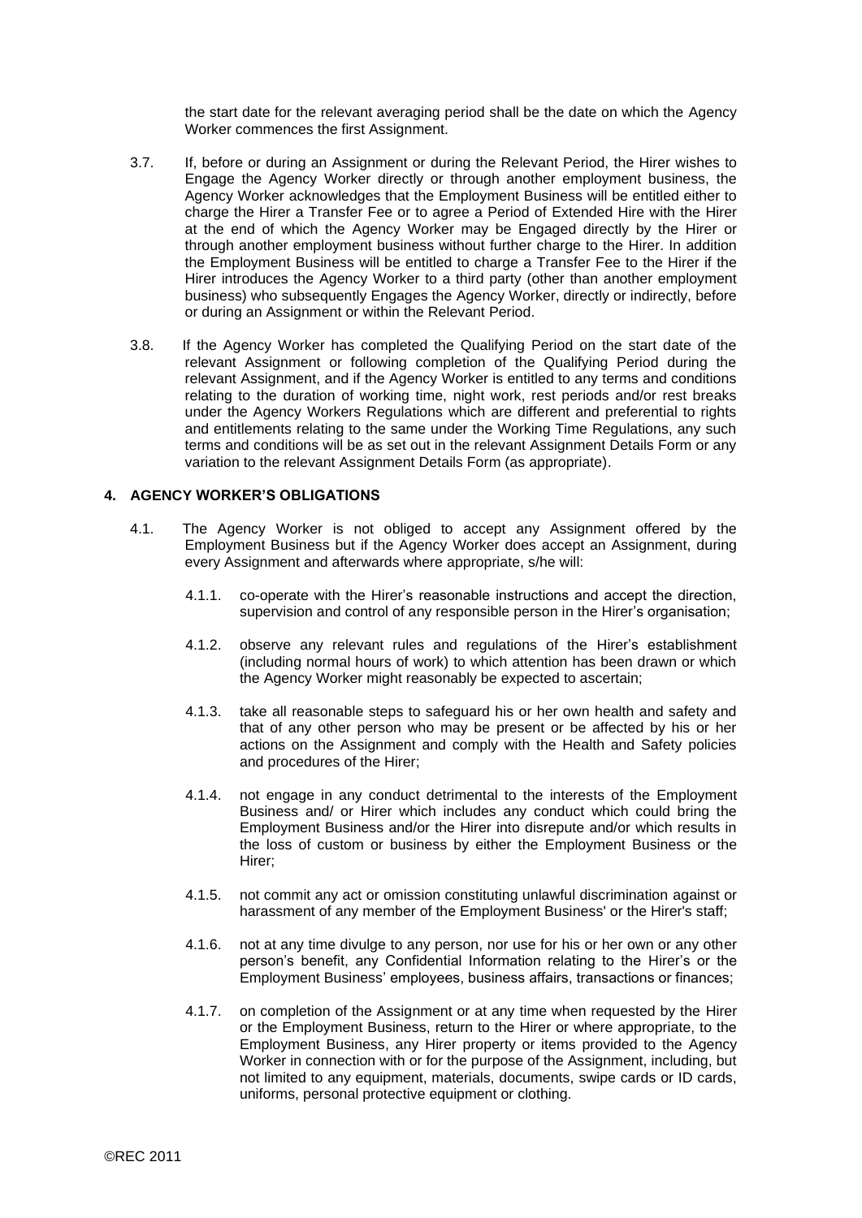the start date for the relevant averaging period shall be the date on which the Agency Worker commences the first Assignment.

3.7. If, before or during an Assignment or during the Relevant Period, the Hirer wishes to Engage the Agency Worker directly or through another employment business, the Agency Worker acknowledges that the Employment Business will be entitled either to charge the Hirer a Transfer Fee or to agree a Period of Extended Hire with the Hirer at the end of which the Agency Worker may be Engaged directly by the Hirer or through another employment business without further charge to the Hirer. In addition the Employment Business will be entitled to charge a Transfer Fee to the Hirer if the Hirer introduces the Agency Worker to a third party (other than another employment business) who subsequently Engages the Agency Worker, directly or indirectly, before or during an Assignment or within the Relevant Period.

3.8. If the Agency Worker has completed the Qualifying Period on the start date of the relevant Assignment or following completion of the Qualifying Period during the relevant Assignment, and if the Agency Worker is entitled to any terms and conditions relating to the duration of working time, night work, rest periods and/or rest breaks under the Agency Workers Regulations which are different and preferential to rights and entitlements relating to the same under the Working Time Regulations, any such terms and conditions will be as set out in the relevant Assignment Details Form or any variation to the relevant Assignment Details Form (as appropriate).

## 4. AGENCY WORKER'S OBLIGATIONS

4.1. The Agency Worker is not obliged to accept any Assignment offered by the Employment Business but if the Agency Worker does accept an Assignment, during every Assignment and afterwards where appropriate, s/he will:

4.1.1. co-operate with the Hirer's reasonable instructions and accept the direction, supervision and control of any responsible person in the Hirer's organisation;

4.1.2. observe any relevant rules and regulations of the Hirer's establishment (including normal hours of work) to which attention has been drawn or which the Agency Worker might reasonably be expected to ascertain;

4.1.3. take all reasonable steps to safeguard his or her own health and safety and that of any other person who may be present or be affected by his or her actions on the Assignment and comply with the Health and Safety policies and procedures of the Hirer;

4.1.4. not engage in any conduct detrimental to the interests of the Employment Business and/ or Hirer which includes any conduct which could bring the Employment Business and/or the Hirer into disrepute and/or which results in the loss of custom or business by either the Employment Business or the Hirer;

4.1.5. not commit any act or omission constituting unlawful discrimination against or harassment of any member of the Employment Business' or the Hirer's staff;

4.1.6. not at any time divulge to any person, nor use for his or her own or any other person's benefit, any Confidential Information relating to the Hirer's or the Employment Business' employees, business affairs, transactions or finances;

4.1.7. on completion of the Assignment or at any time when requested by the Hirer or the Employment Business, return to the Hirer or where appropriate, to the Employment Business, any Hirer property or items provided to the Agency Worker in connection with or for the purpose of the Assignment, including, but not limited to any equipment, materials, documents, swipe cards or ID cards, uniforms, personal protective equipment or clothing.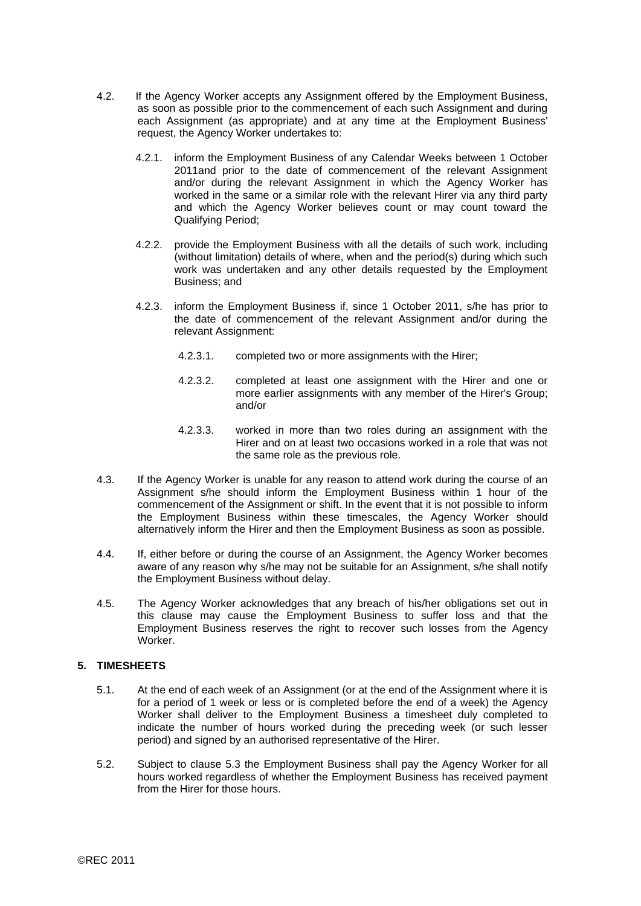4.2. If the Agency Worker accepts any Assignment offered by the Employment Business, as soon as possible prior to the commencement of each such Assignment and during each Assignment (as appropriate) and at any time at the Employment Business' request, the Agency Worker undertakes to:

4.2.1. inform the Employment Business of any Calendar Weeks between 1 October 2011and prior to the date of commencement of the relevant Assignment and/or during the relevant Assignment in which the Agency Worker has worked in the same or a similar role with the relevant Hirer via any third party and which the Agency Worker believes count or may count toward the Qualifying Period;

4.2.2. provide the Employment Business with all the details of such work, including (without limitation) details of where, when and the period(s) during which such work was undertaken and any other details requested by the Employment Business; and

4.2.3. inform the Employment Business if, since 1 October 2011, s/he has prior to the date of commencement of the relevant Assignment and/or during the relevant Assignment:

4.2.3.1. completed two or more assignments with the Hirer;

4.2.3.2. completed at least one assignment with the Hirer and one or more earlier assignments with any member of the Hirer's Group; and/or

4.2.3.3. worked in more than two roles during an assignment with the Hirer and on at least two occasions worked in a role that was not the same role as the previous role.

4.3. If the Agency Worker is unable for any reason to attend work during the course of an Assignment s/he should inform the Employment Business within 1 hour of the commencement of the Assignment or shift. In the event that it is not possible to inform the Employment Business within these timescales, the Agency Worker should alternatively inform the Hirer and then the Employment Business as soon as possible.

4.4. If, either before or during the course of an Assignment, the Agency Worker becomes aware of any reason why s/he may not be suitable for an Assignment, s/he shall notify the Employment Business without delay.

4.5. The Agency Worker acknowledges that any breach of his/her obligations set out in this clause may cause the Employment Business to suffer loss and that the Employment Business reserves the right to recover such losses from the Agency Worker.

## 5. TIMESHEETS

5.1. At the end of each week of an Assignment (or at the end of the Assignment where it is for a period of 1 week or less or is completed before the end of a week) the Agency Worker shall deliver to the Employment Business a timesheet duly completed to indicate the number of hours worked during the preceding week (or such lesser period) and signed by an authorised representative of the Hirer.

5.2. Subject to clause 5.3 the Employment Business shall pay the Agency Worker for all hours worked regardless of whether the Employment Business has received payment from the Hirer for those hours.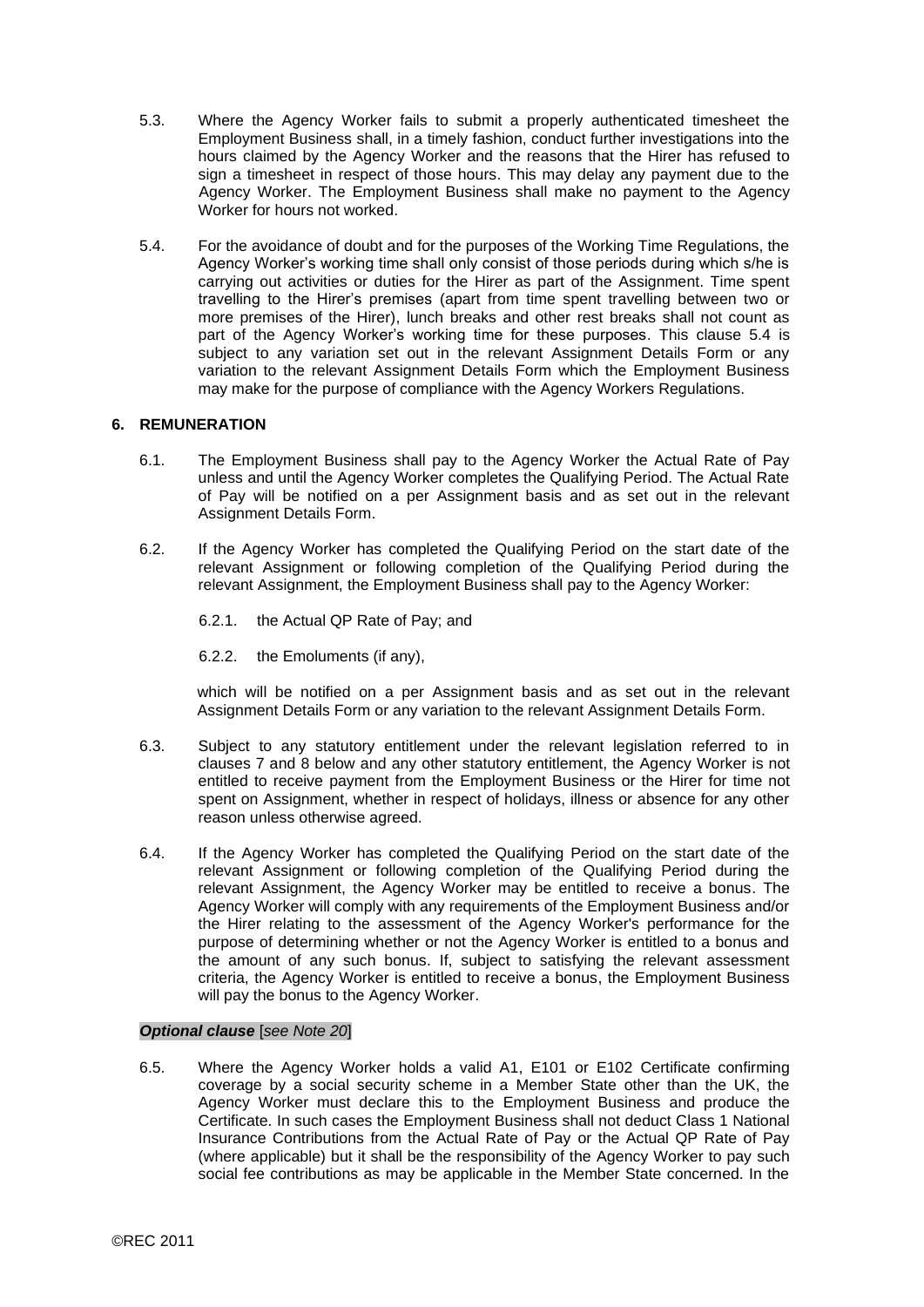5.3. Where the Agency Worker fails to submit a properly authenticated timesheet the Employment Business shall, in a timely fashion, conduct further investigations into the hours claimed by the Agency Worker and the reasons that the Hirer has refused to sign a timesheet in respect of those hours. This may delay any payment due to the Agency Worker. The Employment Business shall make no payment to the Agency Worker for hours not worked.

5.4. For the avoidance of doubt and for the purposes of the Working Time Regulations, the Agency Worker's working time shall only consist of those periods during which s/he is carrying out activities or duties for the Hirer as part of the Assignment. Time spent travelling to the Hirer's premises (apart from time spent travelling between two or more premises of the Hirer), lunch breaks and other rest breaks shall not count as part of the Agency Worker's working time for these purposes. This clause 5.4 is subject to any variation set out in the relevant Assignment Details Form or any variation to the relevant Assignment Details Form which the Employment Business may make for the purpose of compliance with the Agency Workers Regulations.

### 6. REMUNERATION

6.1. The Employment Business shall pay to the Agency Worker the Actual Rate of Pay unless and until the Agency Worker completes the Qualifying Period. The Actual Rate of Pay will be notified on a per Assignment basis and as set out in the relevant Assignment Details Form.

6.2. If the Agency Worker has completed the Qualifying Period on the start date of the relevant Assignment or following completion of the Qualifying Period during the relevant Assignment, the Employment Business shall pay to the Agency Worker:

6.2.1. the Actual QP Rate of Pay; and

6.2.2. the Emoluments (if any),

which will be notified on a per Assignment basis and as set out in the relevant Assignment Details Form or any variation to the relevant Assignment Details Form.

6.3. Subject to any statutory entitlement under the relevant legislation referred to in clauses 7 and 8 below and any other statutory entitlement, the Agency Worker is not entitled to receive payment from the Employment Business or the Hirer for time not spent on Assignment, whether in respect of holidays, illness or absence for any other reason unless otherwise agreed.

6.4. If the Agency Worker has completed the Qualifying Period on the start date of the relevant Assignment or following completion of the Qualifying Period during the relevant Assignment, the Agency Worker may be entitled to receive a bonus. The Agency Worker will comply with any requirements of the Employment Business and/or the Hirer relating to the assessment of the Agency Worker's performance for the purpose of determining whether or not the Agency Worker is entitled to a bonus and the amount of any such bonus. If, subject to satisfying the relevant assessment criteria, the Agency Worker is entitled to receive a bonus, the Employment Business will pay the bonus to the Agency Worker.

***Optional clause*** [*see Note 20*]

6.5. Where the Agency Worker holds a valid A1, E101 or E102 Certificate confirming coverage by a social security scheme in a Member State other than the UK, the Agency Worker must declare this to the Employment Business and produce the Certificate. In such cases the Employment Business shall not deduct Class 1 National Insurance Contributions from the Actual Rate of Pay or the Actual QP Rate of Pay (where applicable) but it shall be the responsibility of the Agency Worker to pay such social fee contributions as may be applicable in the Member State concerned. In the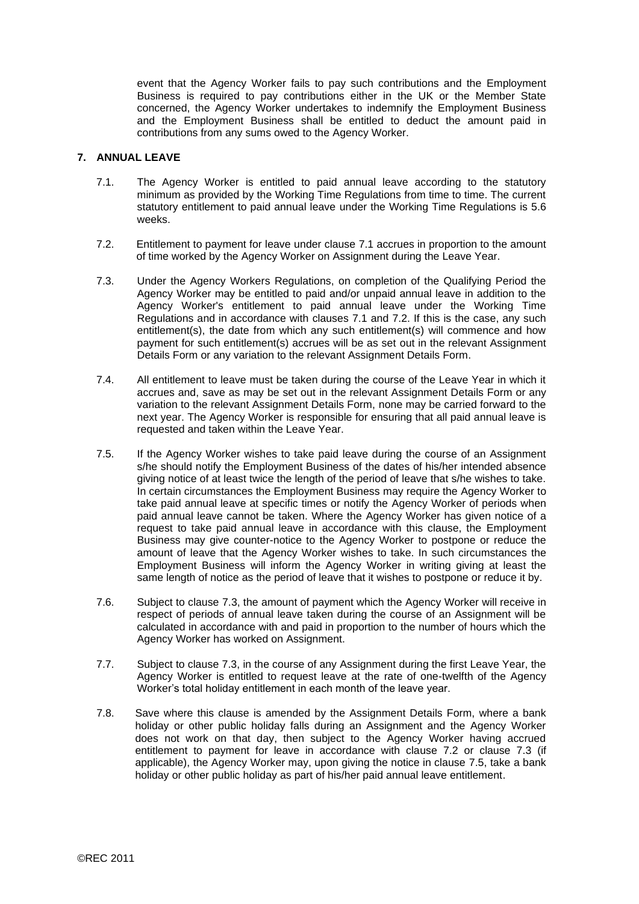event that the Agency Worker fails to pay such contributions and the Employment Business is required to pay contributions either in the UK or the Member State concerned, the Agency Worker undertakes to indemnify the Employment Business and the Employment Business shall be entitled to deduct the amount paid in contributions from any sums owed to the Agency Worker.

## 7. ANNUAL LEAVE

7.1. The Agency Worker is entitled to paid annual leave according to the statutory minimum as provided by the Working Time Regulations from time to time. The current statutory entitlement to paid annual leave under the Working Time Regulations is 5.6 weeks.

7.2. Entitlement to payment for leave under clause 7.1 accrues in proportion to the amount of time worked by the Agency Worker on Assignment during the Leave Year.

7.3. Under the Agency Workers Regulations, on completion of the Qualifying Period the Agency Worker may be entitled to paid and/or unpaid annual leave in addition to the Agency Worker's entitlement to paid annual leave under the Working Time Regulations and in accordance with clauses 7.1 and 7.2. If this is the case, any such entitlement(s), the date from which any such entitlement(s) will commence and how payment for such entitlement(s) accrues will be as set out in the relevant Assignment Details Form or any variation to the relevant Assignment Details Form.

7.4. All entitlement to leave must be taken during the course of the Leave Year in which it accrues and, save as may be set out in the relevant Assignment Details Form or any variation to the relevant Assignment Details Form, none may be carried forward to the next year. The Agency Worker is responsible for ensuring that all paid annual leave is requested and taken within the Leave Year.

7.5. If the Agency Worker wishes to take paid leave during the course of an Assignment s/he should notify the Employment Business of the dates of his/her intended absence giving notice of at least twice the length of the period of leave that s/he wishes to take. In certain circumstances the Employment Business may require the Agency Worker to take paid annual leave at specific times or notify the Agency Worker of periods when paid annual leave cannot be taken. Where the Agency Worker has given notice of a request to take paid annual leave in accordance with this clause, the Employment Business may give counter-notice to the Agency Worker to postpone or reduce the amount of leave that the Agency Worker wishes to take. In such circumstances the Employment Business will inform the Agency Worker in writing giving at least the same length of notice as the period of leave that it wishes to postpone or reduce it by.

7.6. Subject to clause 7.3, the amount of payment which the Agency Worker will receive in respect of periods of annual leave taken during the course of an Assignment will be calculated in accordance with and paid in proportion to the number of hours which the Agency Worker has worked on Assignment.

7.7. Subject to clause 7.3, in the course of any Assignment during the first Leave Year, the Agency Worker is entitled to request leave at the rate of one-twelfth of the Agency Worker's total holiday entitlement in each month of the leave year.

7.8. Save where this clause is amended by the Assignment Details Form, where a bank holiday or other public holiday falls during an Assignment and the Agency Worker does not work on that day, then subject to the Agency Worker having accrued entitlement to payment for leave in accordance with clause 7.2 or clause 7.3 (if applicable), the Agency Worker may, upon giving the notice in clause 7.5, take a bank holiday or other public holiday as part of his/her paid annual leave entitlement.

©REC 2011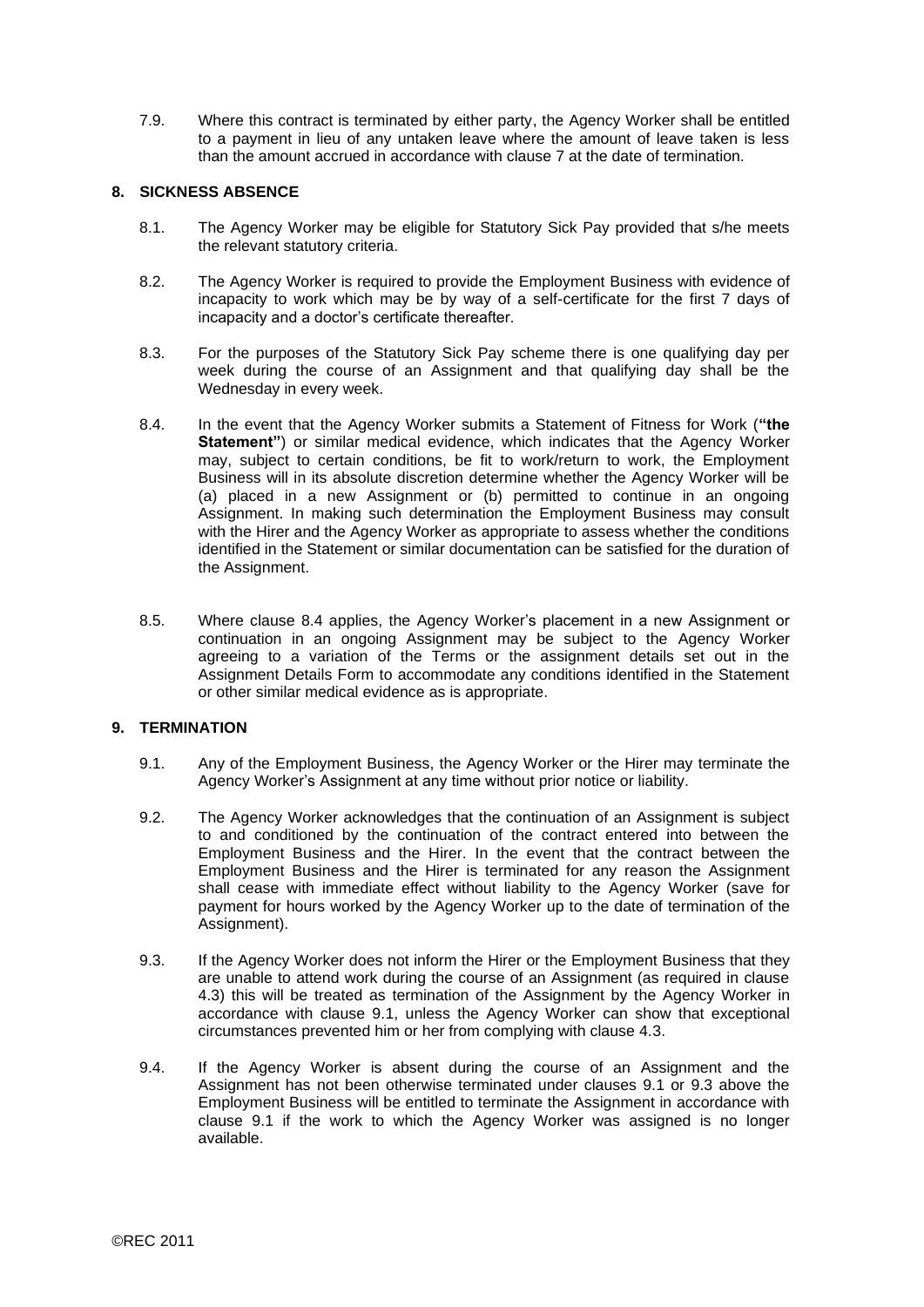7.9. Where this contract is terminated by either party, the Agency Worker shall be entitled to a payment in lieu of any untaken leave where the amount of leave taken is less than the amount accrued in accordance with clause 7 at the date of termination.

## 8. SICKNESS ABSENCE

8.1. The Agency Worker may be eligible for Statutory Sick Pay provided that s/he meets the relevant statutory criteria.

8.2. The Agency Worker is required to provide the Employment Business with evidence of incapacity to work which may be by way of a self-certificate for the first 7 days of incapacity and a doctor's certificate thereafter.

8.3. For the purposes of the Statutory Sick Pay scheme there is one qualifying day per week during the course of an Assignment and that qualifying day shall be the Wednesday in every week.

8.4. In the event that the Agency Worker submits a Statement of Fitness for Work (**"the Statement"**) or similar medical evidence, which indicates that the Agency Worker may, subject to certain conditions, be fit to work/return to work, the Employment Business will in its absolute discretion determine whether the Agency Worker will be (a) placed in a new Assignment or (b) permitted to continue in an ongoing Assignment. In making such determination the Employment Business may consult with the Hirer and the Agency Worker as appropriate to assess whether the conditions identified in the Statement or similar documentation can be satisfied for the duration of the Assignment.

8.5. Where clause 8.4 applies, the Agency Worker's placement in a new Assignment or continuation in an ongoing Assignment may be subject to the Agency Worker agreeing to a variation of the Terms or the assignment details set out in the Assignment Details Form to accommodate any conditions identified in the Statement or other similar medical evidence as is appropriate.

## 9. TERMINATION

9.1. Any of the Employment Business, the Agency Worker or the Hirer may terminate the Agency Worker's Assignment at any time without prior notice or liability.

9.2. The Agency Worker acknowledges that the continuation of an Assignment is subject to and conditioned by the continuation of the contract entered into between the Employment Business and the Hirer. In the event that the contract between the Employment Business and the Hirer is terminated for any reason the Assignment shall cease with immediate effect without liability to the Agency Worker (save for payment for hours worked by the Agency Worker up to the date of termination of the Assignment).

9.3. If the Agency Worker does not inform the Hirer or the Employment Business that they are unable to attend work during the course of an Assignment (as required in clause 4.3) this will be treated as termination of the Assignment by the Agency Worker in accordance with clause 9.1, unless the Agency Worker can show that exceptional circumstances prevented him or her from complying with clause 4.3.

9.4. If the Agency Worker is absent during the course of an Assignment and the Assignment has not been otherwise terminated under clauses 9.1 or 9.3 above the Employment Business will be entitled to terminate the Assignment in accordance with clause 9.1 if the work to which the Agency Worker was assigned is no longer available.

©REC 2011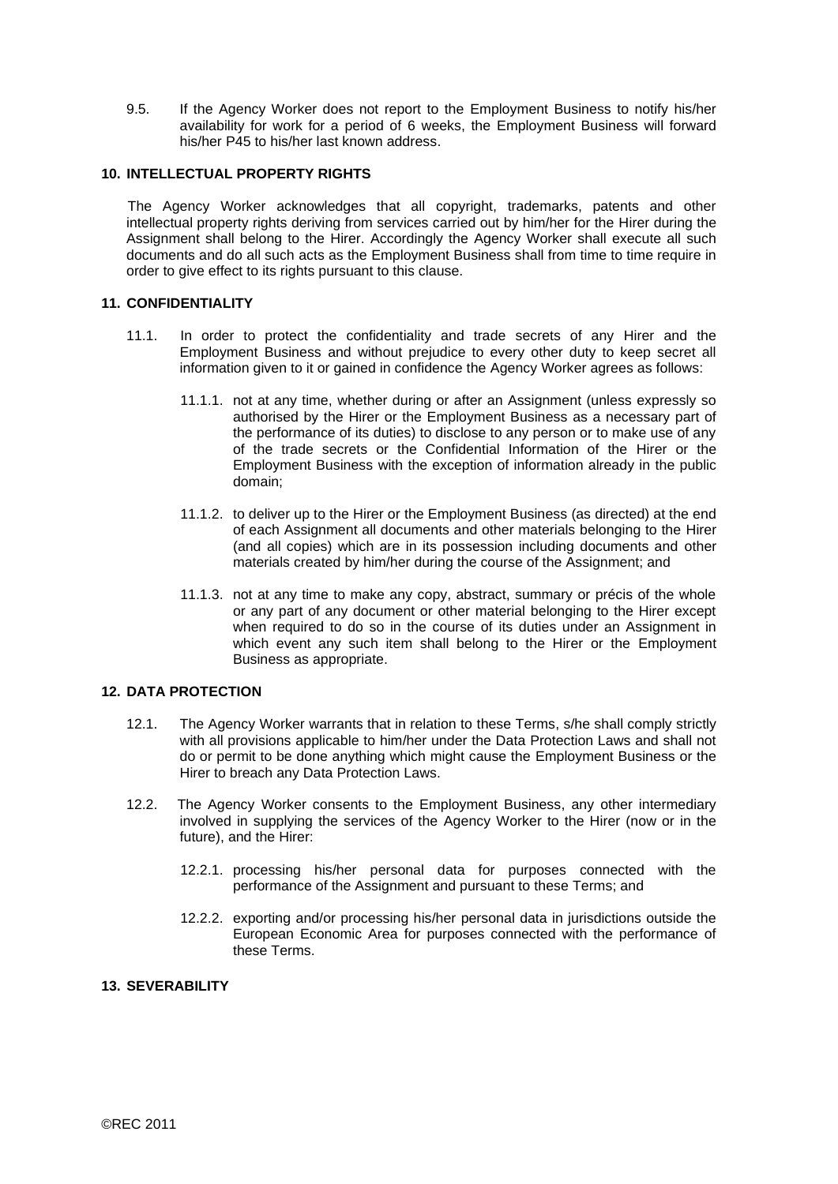9.5. If the Agency Worker does not report to the Employment Business to notify his/her availability for work for a period of 6 weeks, the Employment Business will forward his/her P45 to his/her last known address.

## 10. INTELLECTUAL PROPERTY RIGHTS

The Agency Worker acknowledges that all copyright, trademarks, patents and other intellectual property rights deriving from services carried out by him/her for the Hirer during the Assignment shall belong to the Hirer. Accordingly the Agency Worker shall execute all such documents and do all such acts as the Employment Business shall from time to time require in order to give effect to its rights pursuant to this clause.

## 11. CONFIDENTIALITY

11.1. In order to protect the confidentiality and trade secrets of any Hirer and the Employment Business and without prejudice to every other duty to keep secret all information given to it or gained in confidence the Agency Worker agrees as follows:

11.1.1. not at any time, whether during or after an Assignment (unless expressly so authorised by the Hirer or the Employment Business as a necessary part of the performance of its duties) to disclose to any person or to make use of any of the trade secrets or the Confidential Information of the Hirer or the Employment Business with the exception of information already in the public domain;

11.1.2. to deliver up to the Hirer or the Employment Business (as directed) at the end of each Assignment all documents and other materials belonging to the Hirer (and all copies) which are in its possession including documents and other materials created by him/her during the course of the Assignment; and

11.1.3. not at any time to make any copy, abstract, summary or précis of the whole or any part of any document or other material belonging to the Hirer except when required to do so in the course of its duties under an Assignment in which event any such item shall belong to the Hirer or the Employment Business as appropriate.

## 12. DATA PROTECTION

12.1. The Agency Worker warrants that in relation to these Terms, s/he shall comply strictly with all provisions applicable to him/her under the Data Protection Laws and shall not do or permit to be done anything which might cause the Employment Business or the Hirer to breach any Data Protection Laws.

12.2. The Agency Worker consents to the Employment Business, any other intermediary involved in supplying the services of the Agency Worker to the Hirer (now or in the future), and the Hirer:

12.2.1. processing his/her personal data for purposes connected with the performance of the Assignment and pursuant to these Terms; and

12.2.2. exporting and/or processing his/her personal data in jurisdictions outside the European Economic Area for purposes connected with the performance of these Terms.

## 13. SEVERABILITY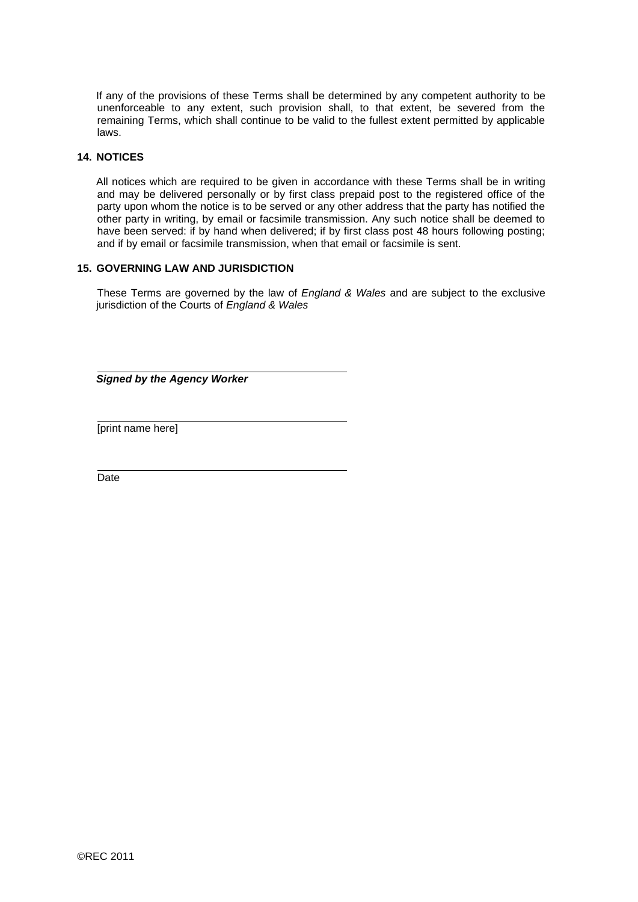If any of the provisions of these Terms shall be determined by any competent authority to be unenforceable to any extent, such provision shall, to that extent, be severed from the remaining Terms, which shall continue to be valid to the fullest extent permitted by applicable laws.

## 14. NOTICES

All notices which are required to be given in accordance with these Terms shall be in writing and may be delivered personally or by first class prepaid post to the registered office of the party upon whom the notice is to be served or any other address that the party has notified the other party in writing, by email or facsimile transmission. Any such notice shall be deemed to have been served: if by hand when delivered; if by first class post 48 hours following posting; and if by email or facsimile transmission, when that email or facsimile is sent.

## 15. GOVERNING LAW AND JURISDICTION

These Terms are governed by the law of *England & Wales* and are subject to the exclusive jurisdiction of the Courts of *England & Wales*

___________________________________________

***Signed by the Agency Worker***

___________________________________________

[print name here]

___________________________________________

Date

©REC 2011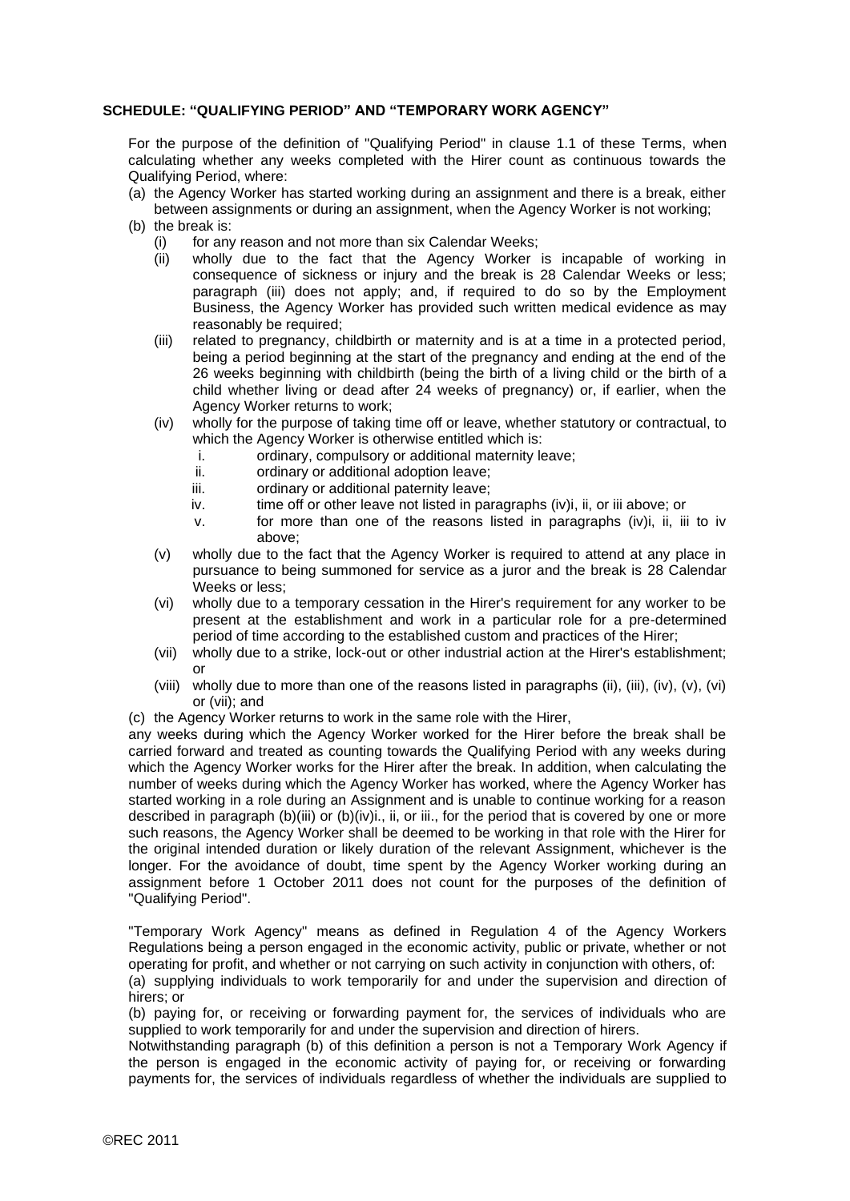**SCHEDULE: "QUALIFYING PERIOD" AND "TEMPORARY WORK AGENCY"**

For the purpose of the definition of "Qualifying Period" in clause 1.1 of these Terms, when calculating whether any weeks completed with the Hirer count as continuous towards the Qualifying Period, where:

(a) the Agency Worker has started working during an assignment and there is a break, either between assignments or during an assignment, when the Agency Worker is not working;

(b) the break is:

- (i) for any reason and not more than six Calendar Weeks;
- (ii) wholly due to the fact that the Agency Worker is incapable of working in consequence of sickness or injury and the break is 28 Calendar Weeks or less; paragraph (iii) does not apply; and, if required to do so by the Employment Business, the Agency Worker has provided such written medical evidence as may reasonably be required;
- (iii) related to pregnancy, childbirth or maternity and is at a time in a protected period, being a period beginning at the start of the pregnancy and ending at the end of the 26 weeks beginning with childbirth (being the birth of a living child or the birth of a child whether living or dead after 24 weeks of pregnancy) or, if earlier, when the Agency Worker returns to work;
- (iv) wholly for the purpose of taking time off or leave, whether statutory or contractual, to which the Agency Worker is otherwise entitled which is:
  - i. ordinary, compulsory or additional maternity leave;
  - ii. ordinary or additional adoption leave;
  - iii. ordinary or additional paternity leave;
  - iv. time off or other leave not listed in paragraphs (iv)i, ii, or iii above; or
  - v. for more than one of the reasons listed in paragraphs (iv)i, ii, iii to iv above;
- (v) wholly due to the fact that the Agency Worker is required to attend at any place in pursuance to being summoned for service as a juror and the break is 28 Calendar Weeks or less;
- (vi) wholly due to a temporary cessation in the Hirer's requirement for any worker to be present at the establishment and work in a particular role for a pre-determined period of time according to the established custom and practices of the Hirer;
- (vii) wholly due to a strike, lock-out or other industrial action at the Hirer's establishment; or
- (viii) wholly due to more than one of the reasons listed in paragraphs (ii), (iii), (iv), (v), (vi) or (vii); and

(c) the Agency Worker returns to work in the same role with the Hirer,

any weeks during which the Agency Worker worked for the Hirer before the break shall be carried forward and treated as counting towards the Qualifying Period with any weeks during which the Agency Worker works for the Hirer after the break. In addition, when calculating the number of weeks during which the Agency Worker has worked, where the Agency Worker has started working in a role during an Assignment and is unable to continue working for a reason described in paragraph (b)(iii) or (b)(iv)i., ii, or iii., for the period that is covered by one or more such reasons, the Agency Worker shall be deemed to be working in that role with the Hirer for the original intended duration or likely duration of the relevant Assignment, whichever is the longer. For the avoidance of doubt, time spent by the Agency Worker working during an assignment before 1 October 2011 does not count for the purposes of the definition of "Qualifying Period".

"Temporary Work Agency" means as defined in Regulation 4 of the Agency Workers Regulations being a person engaged in the economic activity, public or private, whether or not operating for profit, and whether or not carrying on such activity in conjunction with others, of:

(a) supplying individuals to work temporarily for and under the supervision and direction of hirers; or

(b) paying for, or receiving or forwarding payment for, the services of individuals who are supplied to work temporarily for and under the supervision and direction of hirers.

Notwithstanding paragraph (b) of this definition a person is not a Temporary Work Agency if the person is engaged in the economic activity of paying for, or receiving or forwarding payments for, the services of individuals regardless of whether the individuals are supplied to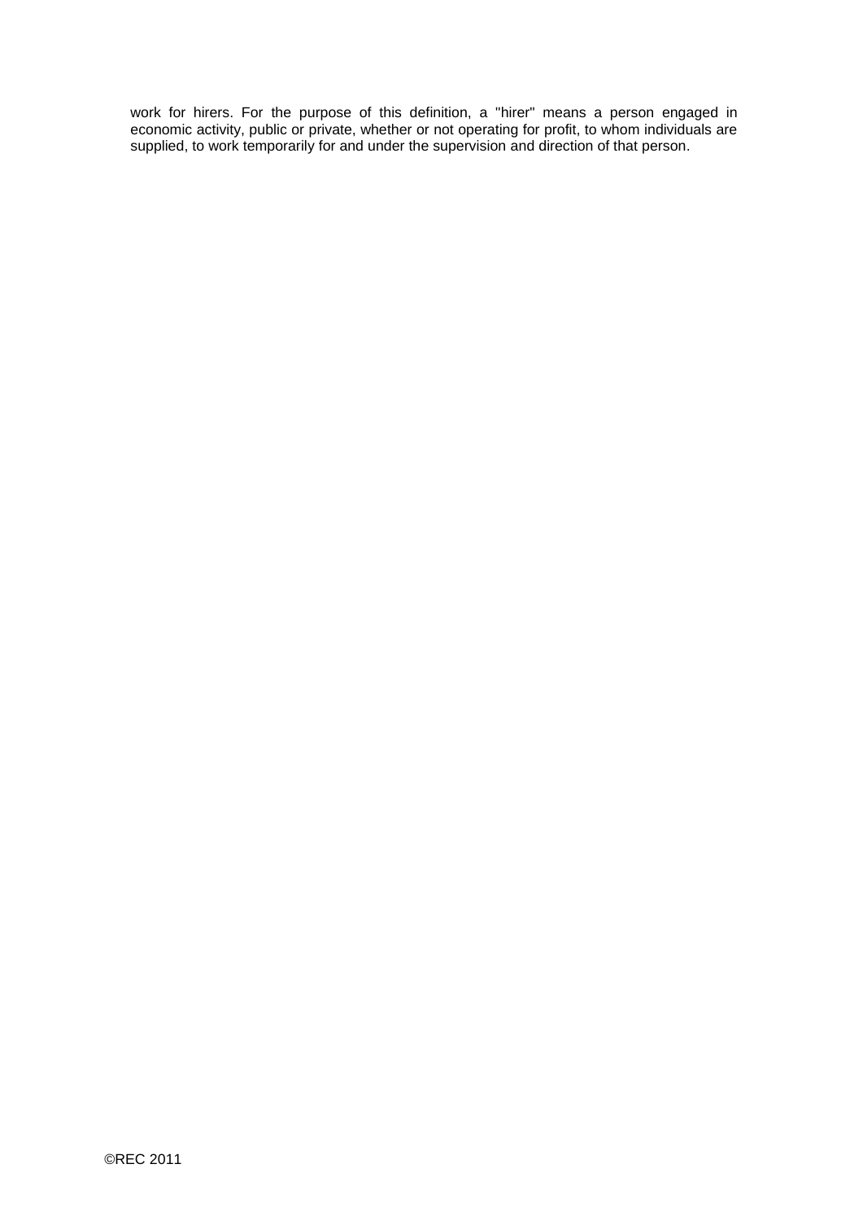work for hirers. For the purpose of this definition, a "hirer" means a person engaged in economic activity, public or private, whether or not operating for profit, to whom individuals are supplied, to work temporarily for and under the supervision and direction of that person.

©REC 2011